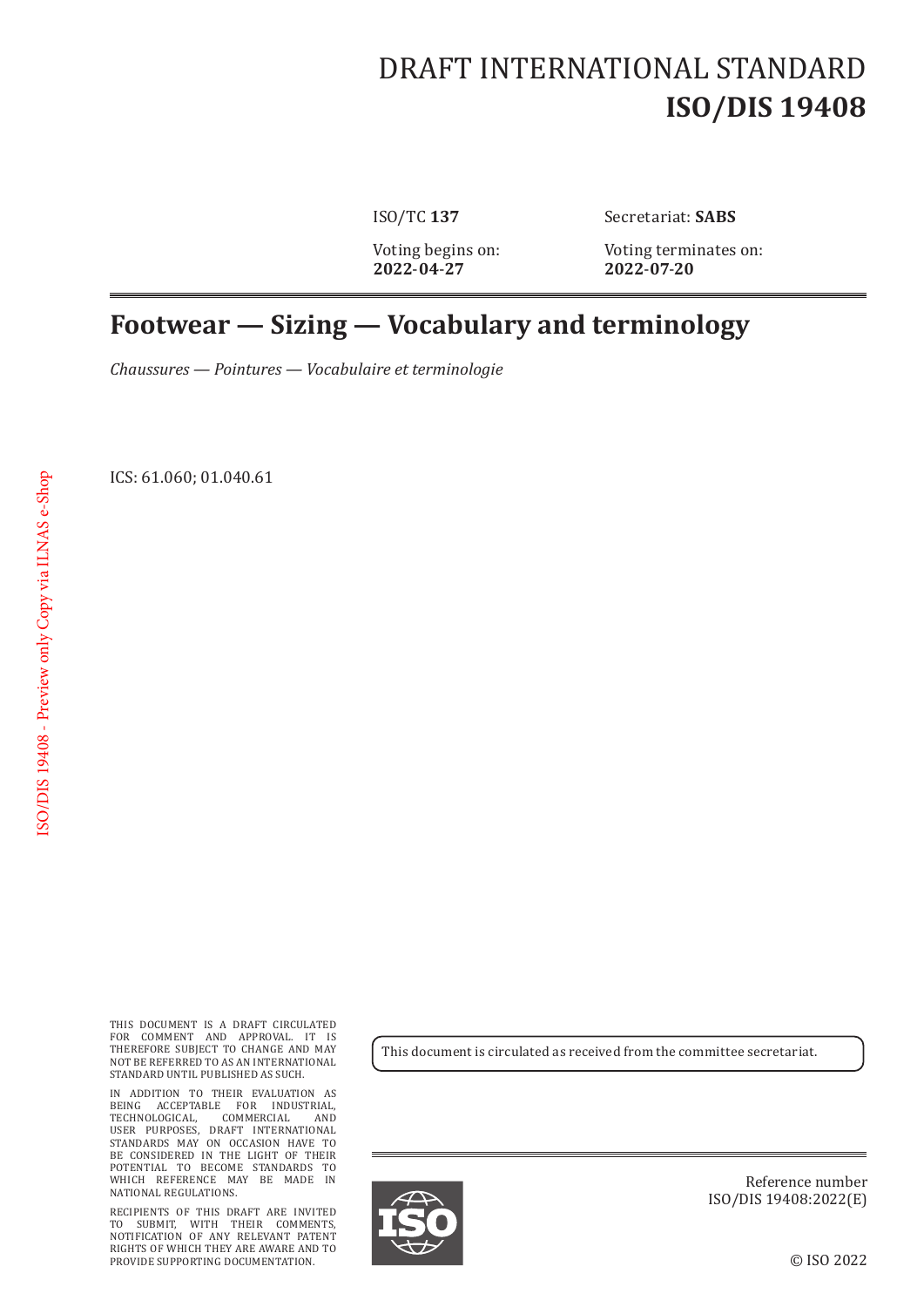DRAFT INTERNATIONAL STANDARD
# ISO/DIS 19408

ISO/TC **137** Secretariat: **SABS**

Voting begins on: **2022-04-27**

Voting terminates on: **2022-07-20**

# Footwear — Sizing — Vocabulary and terminology

*Chaussures — Pointures — Vocabulaire et terminologie*

ICS: 61.060; 01.040.61

THIS DOCUMENT IS A DRAFT CIRCULATED FOR COMMENT AND APPROVAL. IT IS THEREFORE SUBJECT TO CHANGE AND MAY NOT BE REFERRED TO AS AN INTERNATIONAL STANDARD UNTIL PUBLISHED AS SUCH.

IN ADDITION TO THEIR EVALUATION AS BEING ACCEPTABLE FOR INDUSTRIAL, TECHNOLOGICAL, COMMERCIAL AND USER PURPOSES, DRAFT INTERNATIONAL STANDARDS MAY ON OCCASION HAVE TO BE CONSIDERED IN THE LIGHT OF THEIR POTENTIAL TO BECOME STANDARDS TO WHICH REFERENCE MAY BE MADE IN NATIONAL REGULATIONS.

RECIPIENTS OF THIS DRAFT ARE INVITED TO SUBMIT, WITH THEIR COMMENTS, NOTIFICATION OF ANY RELEVANT PATENT RIGHTS OF WHICH THEY ARE AWARE AND TO PROVIDE SUPPORTING DOCUMENTATION.

This document is circulated as received from the committee secretariat.

Reference number
ISO/DIS 19408:2022(E)

© ISO 2022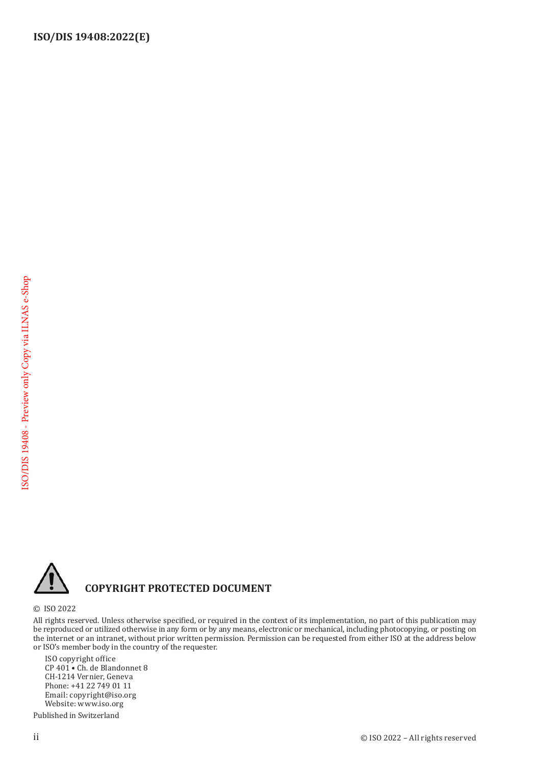**COPYRIGHT PROTECTED DOCUMENT**

© ISO 2022

All rights reserved. Unless otherwise specified, or required in the context of its implementation, no part of this publication may be reproduced or utilized otherwise in any form or by any means, electronic or mechanical, including photocopying, or posting on the internet or an intranet, without prior written permission. Permission can be requested from either ISO at the address below or ISO's member body in the country of the requester.

ISO copyright office
CP 401 • Ch. de Blandonnet 8
CH-1214 Vernier, Geneva
Phone: +41 22 749 01 11
Email: copyright@iso.org
Website: www.iso.org

Published in Switzerland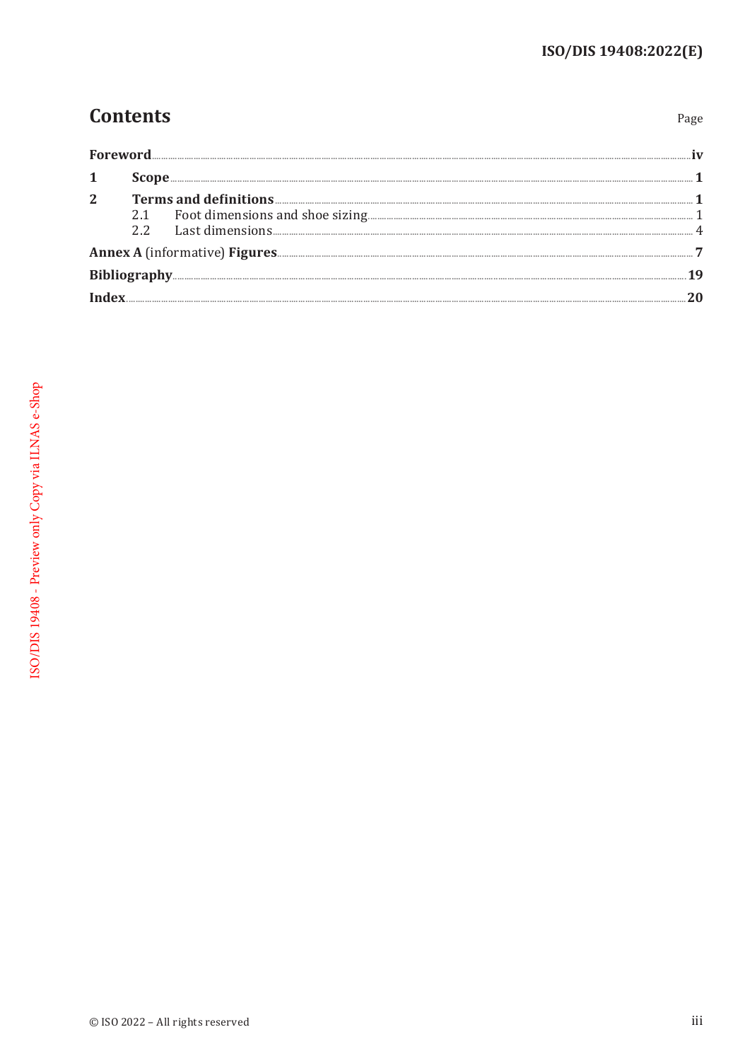# Contents

Page

**Foreword** .......... **iv**

**1 Scope** .......... **1**

**2 Terms and definitions** .......... **1**

2.1 Foot dimensions and shoe sizing .......... 1

2.2 Last dimensions .......... 4

**Annex A** (informative) **Figures** .......... **7**

**Bibliography** .......... **19**

**Index** .......... **20**